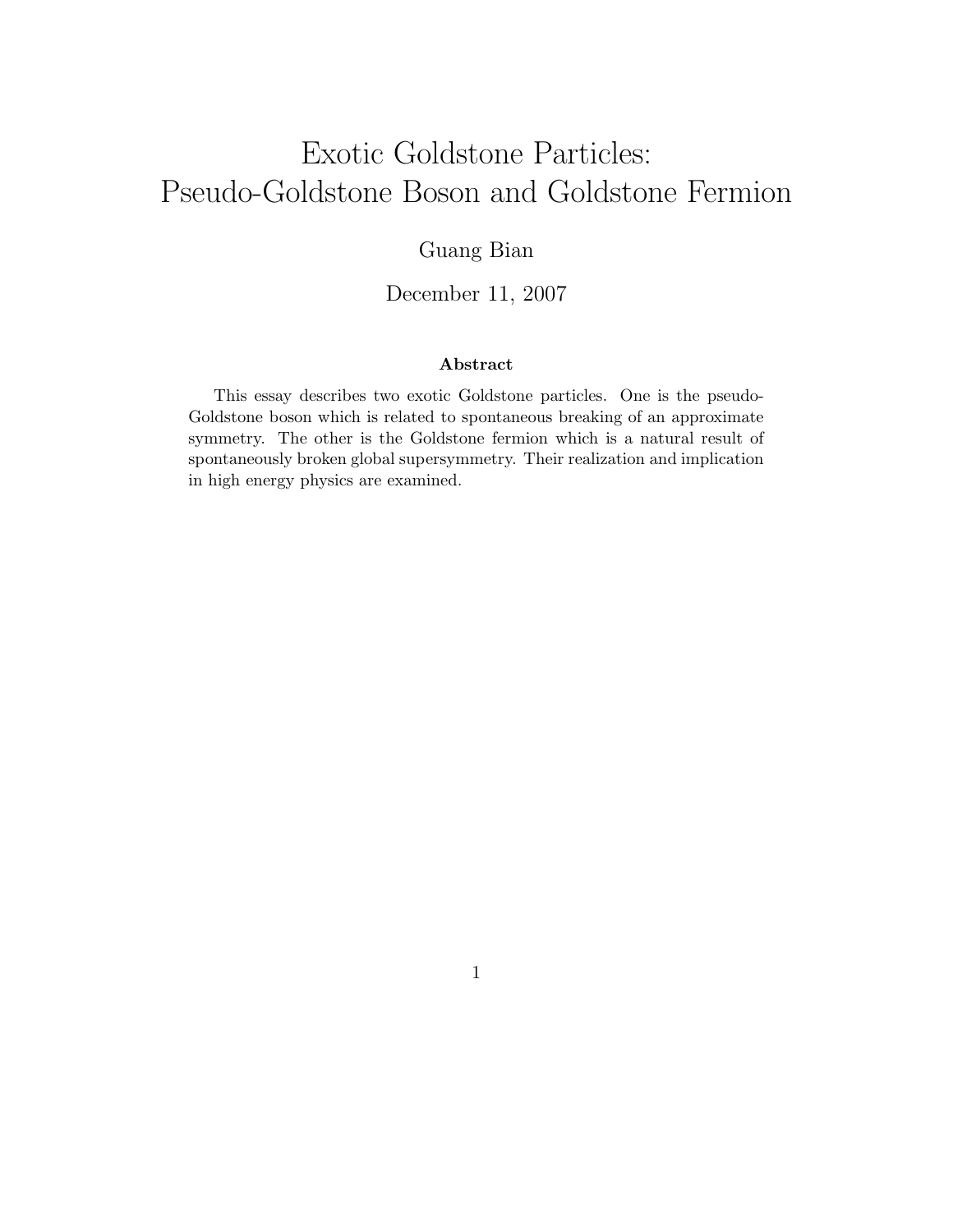# Exotic Goldstone Particles: Pseudo-Goldstone Boson and Goldstone Fermion

Guang Bian

December 11, 2007

### Abstract

This essay describes two exotic Goldstone particles. One is the pseudo-Goldstone boson which is related to spontaneous breaking of an approximate symmetry. The other is the Goldstone fermion which is a natural result of spontaneously broken global supersymmetry. Their realization and implication in high energy physics are examined.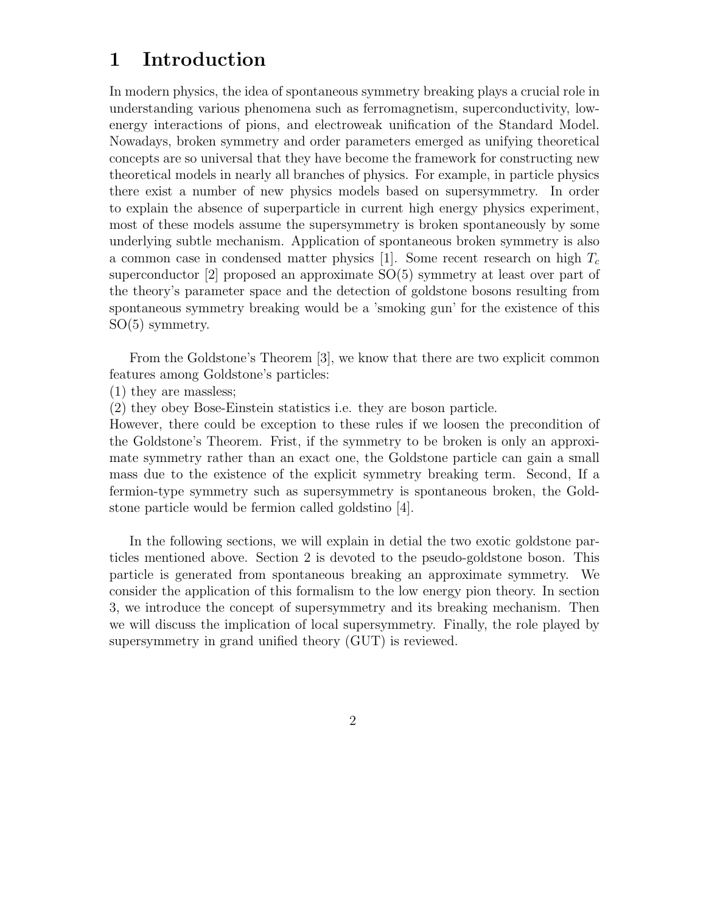# 1 Introduction

In modern physics, the idea of spontaneous symmetry breaking plays a crucial role in understanding various phenomena such as ferromagnetism, superconductivity, low-energy interactions of pions, and electroweak unification of the Standard Model. Nowadays, broken symmetry and order parameters emerged as unifying theoretical concepts are so universal that they have become the framework for constructing new theoretical models in nearly all branches of physics. For example, in particle physics there exist a number of new physics models based on supersymmetry. In order to explain the absence of superparticle in current high energy physics experiment, most of these models assume the supersymmetry is broken spontaneously by some underlying subtle mechanism. Application of spontaneous broken symmetry is also a common case in condensed matter physics [1]. Some recent research on high $T_c$ superconductor [2] proposed an approximate SO(5) symmetry at least over part of the theory's parameter space and the detection of goldstone bosons resulting from spontaneous symmetry breaking would be a 'smoking gun' for the existence of this SO(5) symmetry.

From the Goldstone's Theorem [3], we know that there are two explicit common features among Goldstone's particles:
(1) they are massless;
(2) they obey Bose-Einstein statistics i.e. they are boson particle.
However, there could be exception to these rules if we loosen the precondition of the Goldstone's Theorem. Frist, if the symmetry to be broken is only an approximate symmetry rather than an exact one, the Goldstone particle can gain a small mass due to the existence of the explicit symmetry breaking term. Second, If a fermion-type symmetry such as supersymmetry is spontaneous broken, the Goldstone particle would be fermion called goldstino [4].

In the following sections, we will explain in detial the two exotic goldstone particles mentioned above. Section 2 is devoted to the pseudo-goldstone boson. This particle is generated from spontaneous breaking an approximate symmetry. We consider the application of this formalism to the low energy pion theory. In section 3, we introduce the concept of supersymmetry and its breaking mechanism. Then we will discuss the implication of local supersymmetry. Finally, the role played by supersymmetry in grand unified theory (GUT) is reviewed.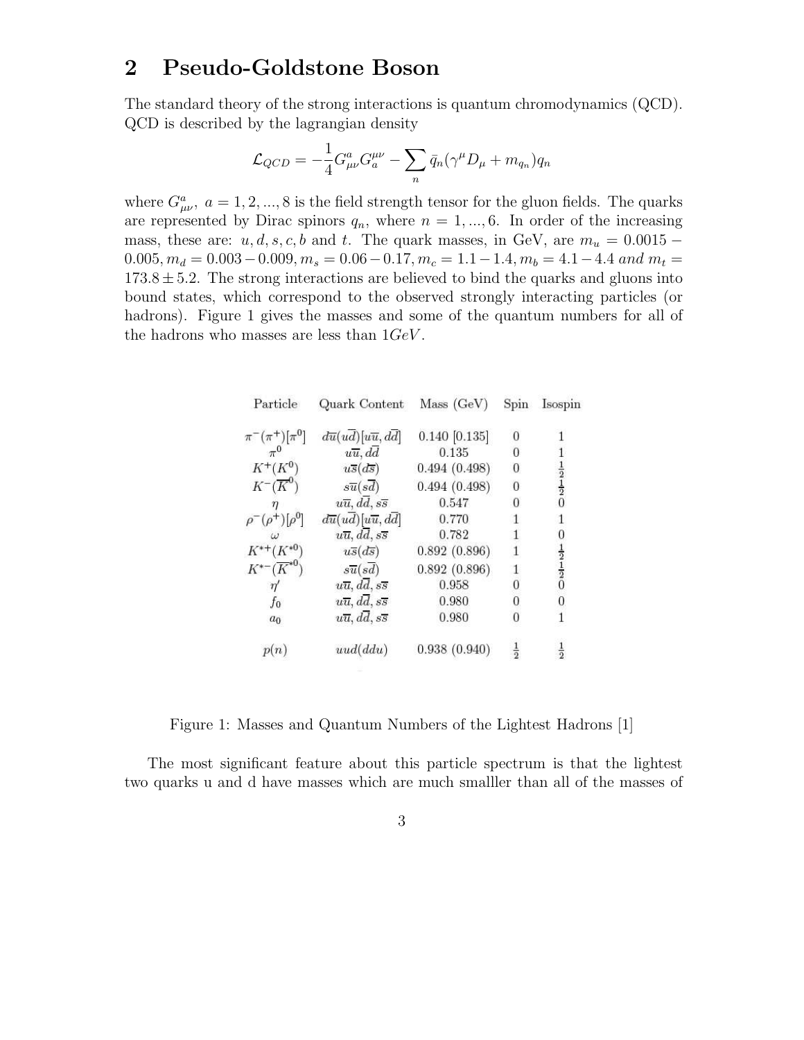## 2 Pseudo-Goldstone Boson

The standard theory of the strong interactions is quantum chromodynamics (QCD). QCD is described by the lagrangian density

$$\mathcal{L}_{QCD} = -\frac{1}{4}G^a_{\mu\nu}G^{\mu\nu}_a - \sum_n \bar{q}_n(\gamma^\mu D_\mu + m_{q_n})q_n$$

where $G^a_{\mu\nu},\ a = 1, 2, ..., 8$ is the field strength tensor for the gluon fields. The quarks are represented by Dirac spinors $q_n$, where $n = 1, ..., 6$. In order of the increasing mass, these are: $u, d, s, c, b$ and $t$. The quark masses, in GeV, are $m_u = 0.0015 - 0.005, m_d = 0.003 - 0.009, m_s = 0.06 - 0.17, m_c = 1.1 - 1.4, m_b = 4.1 - 4.4$ *and* $m_t = 173.8 \pm 5.2$. The strong interactions are believed to bind the quarks and gluons into bound states, which correspond to the observed strongly interacting particles (or hadrons). Figure 1 gives the masses and some of the quantum numbers for all of the hadrons who masses are less than $1GeV$.

| Particle | Quark Content | Mass (GeV) | Spin | Isospin |
|---|---|---|---|---|
| $\pi^-(\pi^+)[\pi^0]$ | $d\bar{u}(u\bar{d})[u\bar{u}, d\bar{d}]$ | 0.140 [0.135] | 0 | 1 |
| $\pi^0$ | $u\bar{u}, d\bar{d}$ | 0.135 | 0 | 1 |
| $K^+(K^0)$ | $u\bar{s}(d\bar{s})$ | 0.494 (0.498) | 0 | $\frac{1}{2}$ |
| $K^-(\overline{K}^0)$ | $s\bar{u}(s\bar{d})$ | 0.494 (0.498) | 0 | $\frac{1}{2}$ |
| $\eta$ | $u\bar{u}, d\bar{d}, s\bar{s}$ | 0.547 | 0 | 0 |
| $\rho^-(\rho^+)[\rho^0]$ | $d\bar{u}(u\bar{d})[u\bar{u}, d\bar{d}]$ | 0.770 | 1 | 1 |
| $\omega$ | $u\bar{u}, d\bar{d}, s\bar{s}$ | 0.782 | 1 | 0 |
| $K^{*+}(K^{*0})$ | $u\bar{s}(d\bar{s})$ | 0.892 (0.896) | 1 | $\frac{1}{2}$ |
| $K^{*-}(\overline{K}^{*0})$ | $s\bar{u}(s\bar{d})$ | 0.892 (0.896) | 1 | $\frac{1}{2}$ |
| $\eta'$ | $u\bar{u}, d\bar{d}, s\bar{s}$ | 0.958 | 0 | 0 |
| $f_0$ | $u\bar{u}, d\bar{d}, s\bar{s}$ | 0.980 | 0 | 0 |
| $a_0$ | $u\bar{u}, d\bar{d}, s\bar{s}$ | 0.980 | 0 | 1 |
| $p(n)$ | $uud(ddu)$ | 0.938 (0.940) | $\frac{1}{2}$ | $\frac{1}{2}$ |

Figure 1: Masses and Quantum Numbers of the Lightest Hadrons [1]

The most significant feature about this particle spectrum is that the lightest two quarks u and d have masses which are much smalller than all of the masses of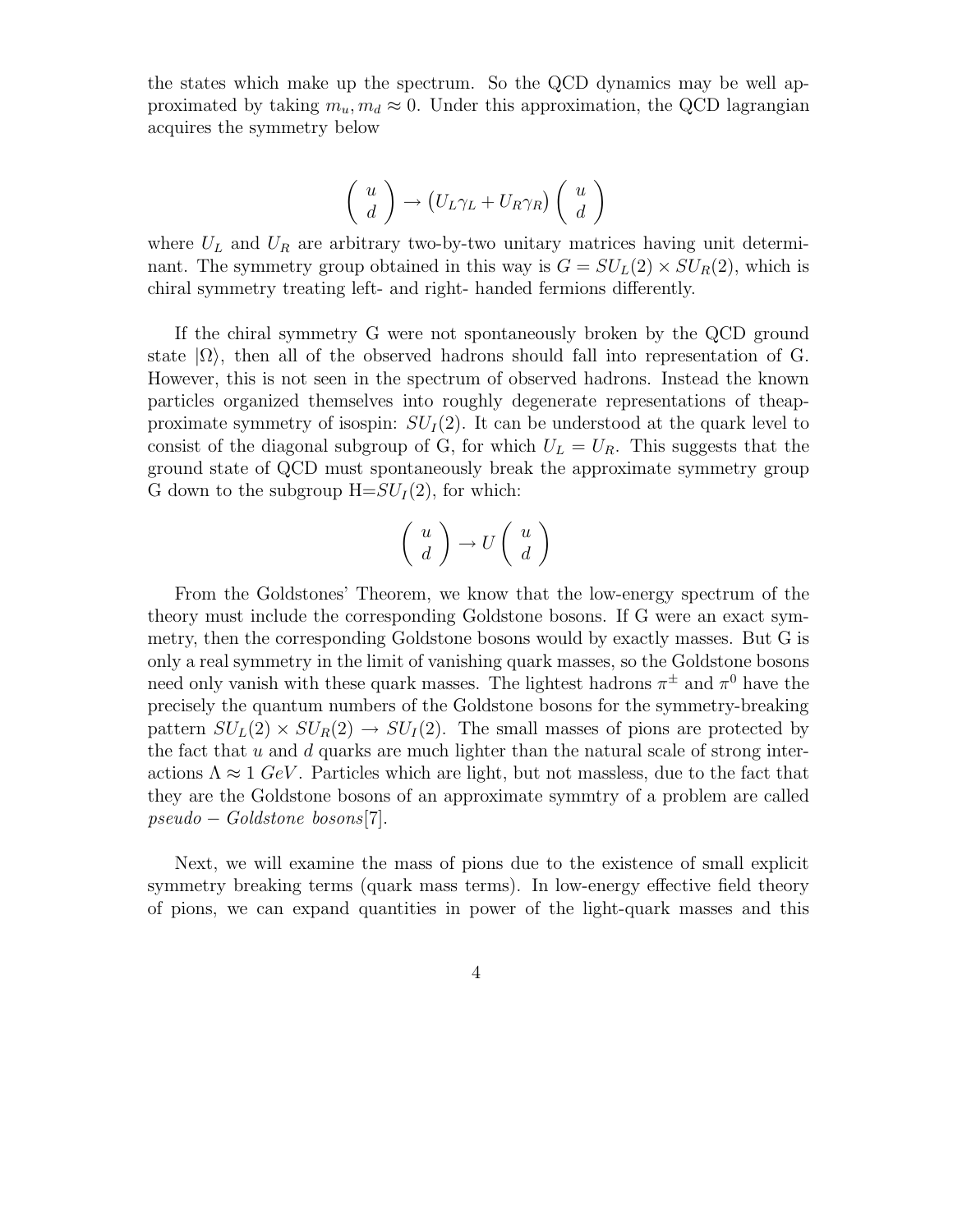the states which make up the spectrum. So the QCD dynamics may be well approximated by taking $m_u, m_d \approx 0$. Under this approximation, the QCD lagrangian acquires the symmetry below

$$\begin{pmatrix} u \\ d \end{pmatrix} \rightarrow (U_L \gamma_L + U_R \gamma_R) \begin{pmatrix} u \\ d \end{pmatrix}$$

where $U_L$ and $U_R$ are arbitrary two-by-two unitary matrices having unit determinant. The symmetry group obtained in this way is $G = SU_L(2) \times SU_R(2)$, which is chiral symmetry treating left- and right- handed fermions differently.

If the chiral symmetry G were not spontaneously broken by the QCD ground state $|\Omega\rangle$, then all of the observed hadrons should fall into representation of G. However, this is not seen in the spectrum of observed hadrons. Instead the known particles organized themselves into roughly degenerate representations of theapproximate symmetry of isospin: $SU_I(2)$. It can be understood at the quark level to consist of the diagonal subgroup of G, for which $U_L = U_R$. This suggests that the ground state of QCD must spontaneously break the approximate symmetry group G down to the subgroup H=$SU_I(2)$, for which:

$$\begin{pmatrix} u \\ d \end{pmatrix} \rightarrow U \begin{pmatrix} u \\ d \end{pmatrix}$$

From the Goldstones' Theorem, we know that the low-energy spectrum of the theory must include the corresponding Goldstone bosons. If G were an exact symmetry, then the corresponding Goldstone bosons would by exactly masses. But G is only a real symmetry in the limit of vanishing quark masses, so the Goldstone bosons need only vanish with these quark masses. The lightest hadrons $\pi^{\pm}$ and $\pi^0$ have the precisely the quantum numbers of the Goldstone bosons for the symmetry-breaking pattern $SU_L(2) \times SU_R(2) \rightarrow SU_I(2)$. The small masses of pions are protected by the fact that $u$ and $d$ quarks are much lighter than the natural scale of strong interactions $\Lambda \approx 1\ GeV$. Particles which are light, but not massless, due to the fact that they are the Goldstone bosons of an approximate symmtry of a problem are called $pseudo - Goldstone\ bosons$[7].

Next, we will examine the mass of pions due to the existence of small explicit symmetry breaking terms (quark mass terms). In low-energy effective field theory of pions, we can expand quantities in power of the light-quark masses and this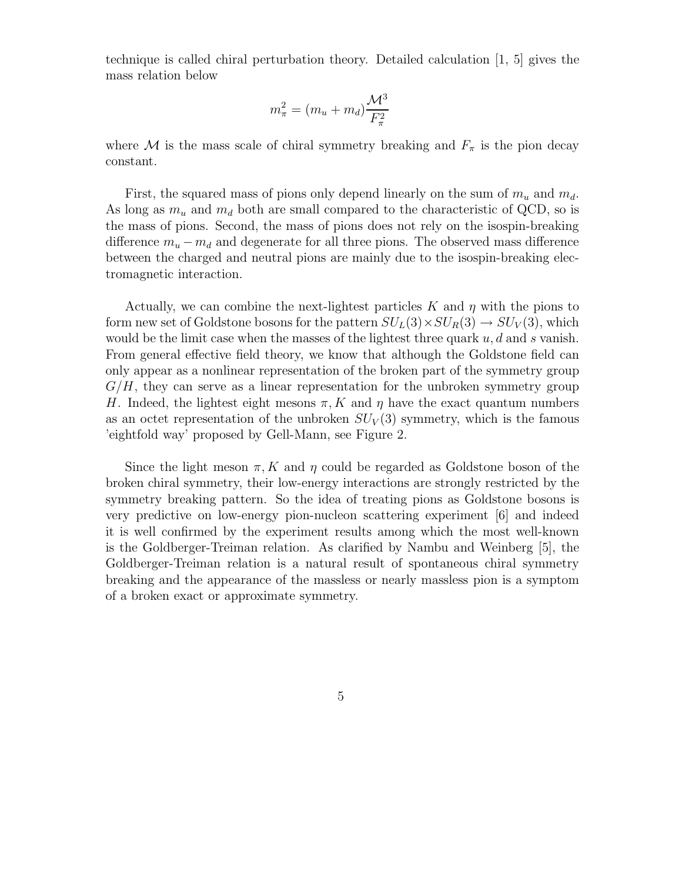technique is called chiral perturbation theory. Detailed calculation [1, 5] gives the mass relation below

$$m_\pi^2 = (m_u + m_d)\frac{\mathcal{M}^3}{F_\pi^2}$$

where $\mathcal{M}$ is the mass scale of chiral symmetry breaking and $F_\pi$ is the pion decay constant.

First, the squared mass of pions only depend linearly on the sum of $m_u$ and $m_d$. As long as $m_u$ and $m_d$ both are small compared to the characteristic of QCD, so is the mass of pions. Second, the mass of pions does not rely on the isospin-breaking difference $m_u - m_d$ and degenerate for all three pions. The observed mass difference between the charged and neutral pions are mainly due to the isospin-breaking electromagnetic interaction.

Actually, we can combine the next-lightest particles $K$ and $\eta$ with the pions to form new set of Goldstone bosons for the pattern $SU_L(3)\times SU_R(3) \to SU_V(3)$, which would be the limit case when the masses of the lightest three quark $u, d$ and $s$ vanish. From general effective field theory, we know that although the Goldstone field can only appear as a nonlinear representation of the broken part of the symmetry group $G/H$, they can serve as a linear representation for the unbroken symmetry group $H$. Indeed, the lightest eight mesons $\pi, K$ and $\eta$ have the exact quantum numbers as an octet representation of the unbroken $SU_V(3)$ symmetry, which is the famous 'eightfold way' proposed by Gell-Mann, see Figure 2.

Since the light meson $\pi, K$ and $\eta$ could be regarded as Goldstone boson of the broken chiral symmetry, their low-energy interactions are strongly restricted by the symmetry breaking pattern. So the idea of treating pions as Goldstone bosons is very predictive on low-energy pion-nucleon scattering experiment [6] and indeed it is well confirmed by the experiment results among which the most well-known is the Goldberger-Treiman relation. As clarified by Nambu and Weinberg [5], the Goldberger-Treiman relation is a natural result of spontaneous chiral symmetry breaking and the appearance of the massless or nearly massless pion is a symptom of a broken exact or approximate symmetry.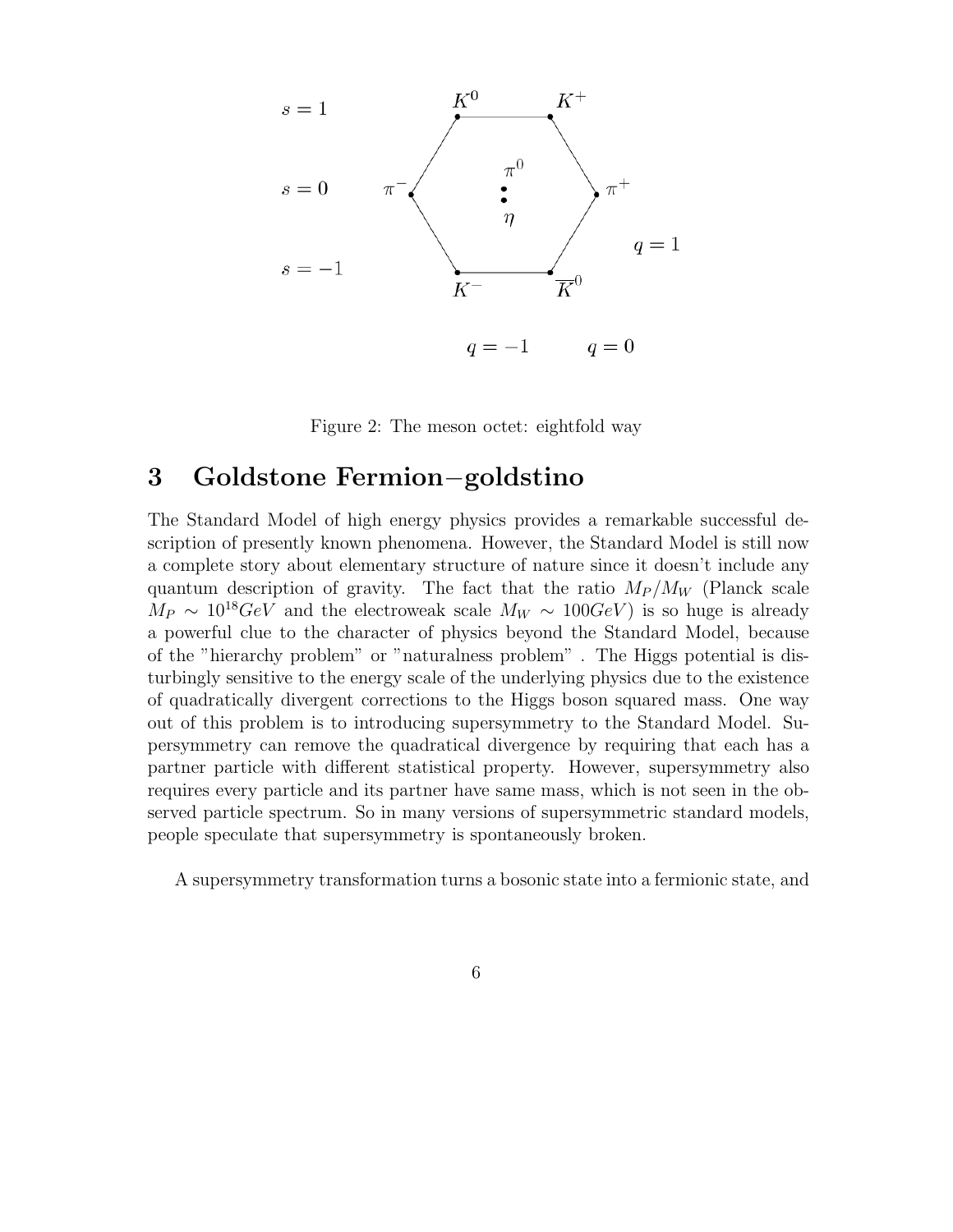s = 1 $K^0$ $K^+$

s = 0 $\pi^-$ $\pi^0$ $\eta$ $\pi^+$

s = −1 $K^-$ $\overline{K}^0$

q = 1

q = −1 q = 0

Figure 2: The meson octet: eightfold way

# 3 Goldstone Fermion−goldstino

The Standard Model of high energy physics provides a remarkable successful description of presently known phenomena. However, the Standard Model is still now a complete story about elementary structure of nature since it doesn't include any quantum description of gravity. The fact that the ratio $M_P/M_W$ (Planck scale $M_P \sim 10^{18}GeV$ and the electroweak scale $M_W \sim 100GeV$) is so huge is already a powerful clue to the character of physics beyond the Standard Model, because of the "hierarchy problem" or "naturalness problem" . The Higgs potential is disturbingly sensitive to the energy scale of the underlying physics due to the existence of quadratically divergent corrections to the Higgs boson squared mass. One way out of this problem is to introducing supersymmetry to the Standard Model. Supersymmetry can remove the quadratical divergence by requiring that each has a partner particle with different statistical property. However, supersymmetry also requires every particle and its partner have same mass, which is not seen in the observed particle spectrum. So in many versions of supersymmetric standard models, people speculate that supersymmetry is spontaneously broken.

A supersymmetry transformation turns a bosonic state into a fermionic state, and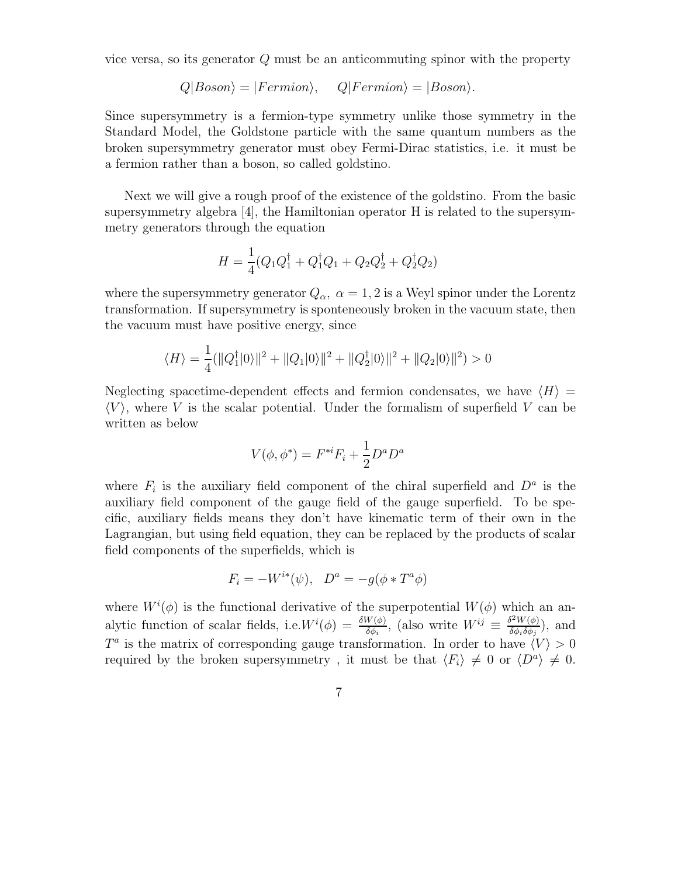vice versa, so its generator $Q$ must be an anticommuting spinor with the property

$$Q|Boson\rangle = |Fermion\rangle, \quad Q|Fermion\rangle = |Boson\rangle.$$

Since supersymmetry is a fermion-type symmetry unlike those symmetry in the Standard Model, the Goldstone particle with the same quantum numbers as the broken supersymmetry generator must obey Fermi-Dirac statistics, i.e. it must be a fermion rather than a boson, so called goldstino.

Next we will give a rough proof of the existence of the goldstino. From the basic supersymmetry algebra [4], the Hamiltonian operator H is related to the supersymmetry generators through the equation

$$H = \frac{1}{4}(Q_1 Q_1^\dagger + Q_1^\dagger Q_1 + Q_2 Q_2^\dagger + Q_2^\dagger Q_2)$$

where the supersymmetry generator $Q_\alpha,\ \alpha = 1, 2$ is a Weyl spinor under the Lorentz transformation. If supersymmetry is sponteneously broken in the vacuum state, then the vacuum must have positive energy, since

$$\langle H \rangle = \frac{1}{4}(\|Q_1^\dagger|0\rangle\|^2 + \|Q_1|0\rangle\|^2 + \|Q_2^\dagger|0\rangle\|^2 + \|Q_2|0\rangle\|^2) > 0$$

Neglecting spacetime-dependent effects and fermion condensates, we have $\langle H \rangle = \langle V \rangle$, where $V$ is the scalar potential. Under the formalism of superfield $V$ can be written as below

$$V(\phi, \phi^*) = F^{*i} F_i + \frac{1}{2} D^a D^a$$

where $F_i$ is the auxiliary field component of the chiral superfield and $D^a$ is the auxiliary field component of the gauge field of the gauge superfield. To be specific, auxiliary fields means they don't have kinematic term of their own in the Lagrangian, but using field equation, they can be replaced by the products of scalar field components of the superfields, which is

$$F_i = -W^{i*}(\psi), \quad D^a = -g(\phi * T^a \phi)$$

where $W^i(\phi)$ is the functional derivative of the superpotential $W(\phi)$ which an analytic function of scalar fields, i.e.$W^i(\phi) = \frac{\delta W(\phi)}{\delta \phi_i}$, (also write $W^{ij} \equiv \frac{\delta^2 W(\phi)}{\delta \phi_i \delta \phi_j}$), and $T^a$ is the matrix of corresponding gauge transformation. In order to have $\langle V \rangle > 0$ required by the broken supersymmetry , it must be that $\langle F_i \rangle \neq 0$ or $\langle D^a \rangle \neq 0$.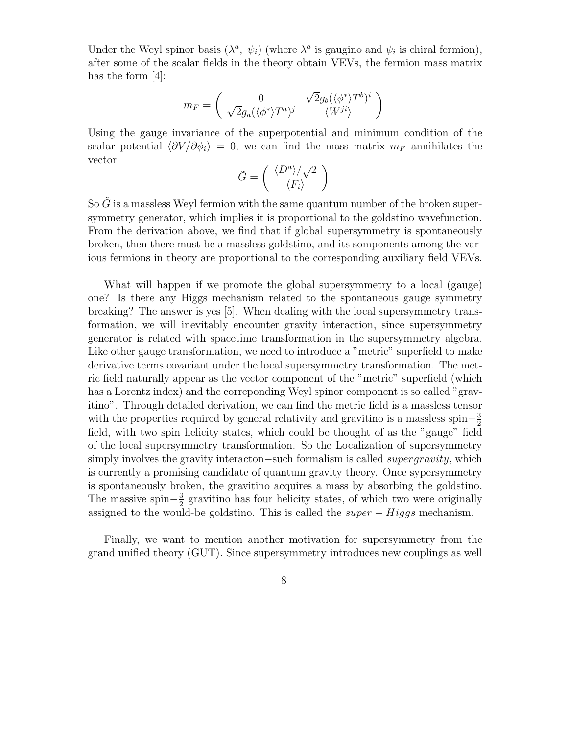Under the Weyl spinor basis $(\lambda^a,\ \psi_i)$ (where $\lambda^a$ is gaugino and $\psi_i$ is chiral fermion), after some of the scalar fields in the theory obtain VEVs, the fermion mass matrix has the form [4]:

$$m_F = \begin{pmatrix} 0 & \sqrt{2}g_b(\langle\phi^*\rangle T^b)^i \\ \sqrt{2}g_a(\langle\phi^*\rangle T^a)^j & \langle W^{ji}\rangle \end{pmatrix}$$

Using the gauge invariance of the superpotential and minimum condition of the scalar potential $\langle \partial V/\partial\phi_i\rangle = 0$, we can find the mass matrix $m_F$ annihilates the vector

$$\tilde{G} = \begin{pmatrix} \langle D^a\rangle/\sqrt{2} \\ \langle F_i\rangle \end{pmatrix}$$

So $\tilde{G}$ is a massless Weyl fermion with the same quantum number of the broken supersymmetry generator, which implies it is proportional to the goldstino wavefunction. From the derivation above, we find that if global supersymmetry is spontaneously broken, then there must be a massless goldstino, and its somponents among the various fermions in theory are proportional to the corresponding auxiliary field VEVs.

What will happen if we promote the global supersymmetry to a local (gauge) one? Is there any Higgs mechanism related to the spontaneous gauge symmetry breaking? The answer is yes [5]. When dealing with the local supersymmetry transformation, we will inevitably encounter gravity interaction, since supersymmetry generator is related with spacetime transformation in the supersymmetry algebra. Like other gauge transformation, we need to introduce a "metric" superfield to make derivative terms covariant under the local supersymmetry transformation. The metric field naturally appear as the vector component of the "metric" superfield (which has a Lorentz index) and the correponding Weyl spinor component is so called "gravitino". Through detailed derivation, we can find the metric field is a massless tensor with the properties required by general relativity and gravitino is a massless spin$-\frac{3}{2}$ field, with two spin helicity states, which could be thought of as the "gauge" field of the local supersymmetry transformation. So the Localization of supersymmetry simply involves the gravity interacton−such formalism is called *supergravity*, which is currently a promising candidate of quantum gravity theory. Once sypersymmetry is spontaneously broken, the gravitino acquires a mass by absorbing the goldstino. The massive spin$-\frac{3}{2}$ gravitino has four helicity states, of which two were originally assigned to the would-be goldstino. This is called the $super-Higgs$ mechanism.

Finally, we want to mention another motivation for supersymmetry from the grand unified theory (GUT). Since supersymmetry introduces new couplings as well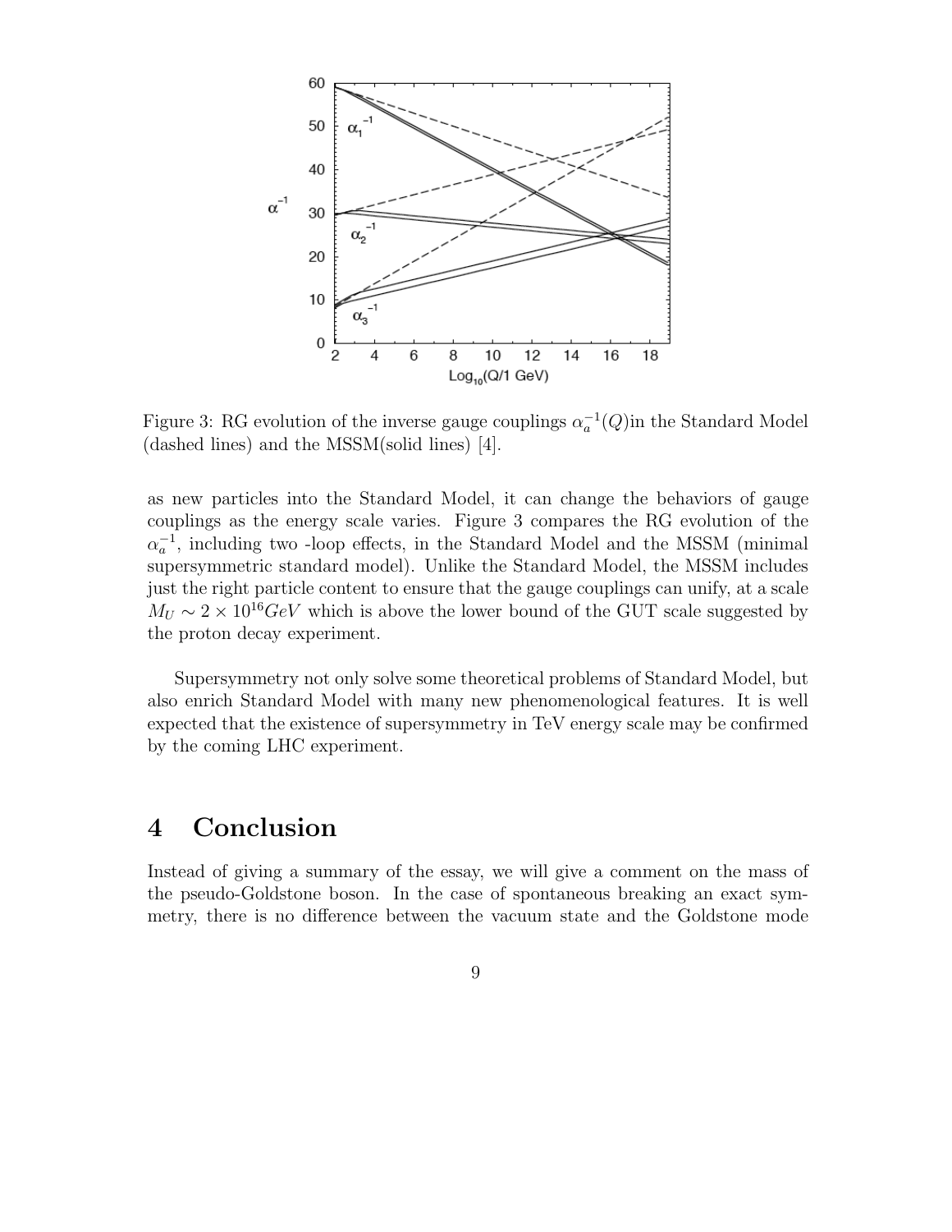Figure 3: RG evolution of the inverse gauge couplings $\alpha_a^{-1}(Q)$in the Standard Model (dashed lines) and the MSSM(solid lines) [4].

as new particles into the Standard Model, it can change the behaviors of gauge couplings as the energy scale varies. Figure 3 compares the RG evolution of the $\alpha_a^{-1}$, including two -loop effects, in the Standard Model and the MSSM (minimal supersymmetric standard model). Unlike the Standard Model, the MSSM includes just the right particle content to ensure that the gauge couplings can unify, at a scale $M_U \sim 2 \times 10^{16} GeV$ which is above the lower bound of the GUT scale suggested by the proton decay experiment.

Supersymmetry not only solve some theoretical problems of Standard Model, but also enrich Standard Model with many new phenomenological features. It is well expected that the existence of supersymmetry in TeV energy scale may be confirmed by the coming LHC experiment.

# 4 Conclusion

Instead of giving a summary of the essay, we will give a comment on the mass of the pseudo-Goldstone boson. In the case of spontaneous breaking an exact symmetry, there is no difference between the vacuum state and the Goldstone mode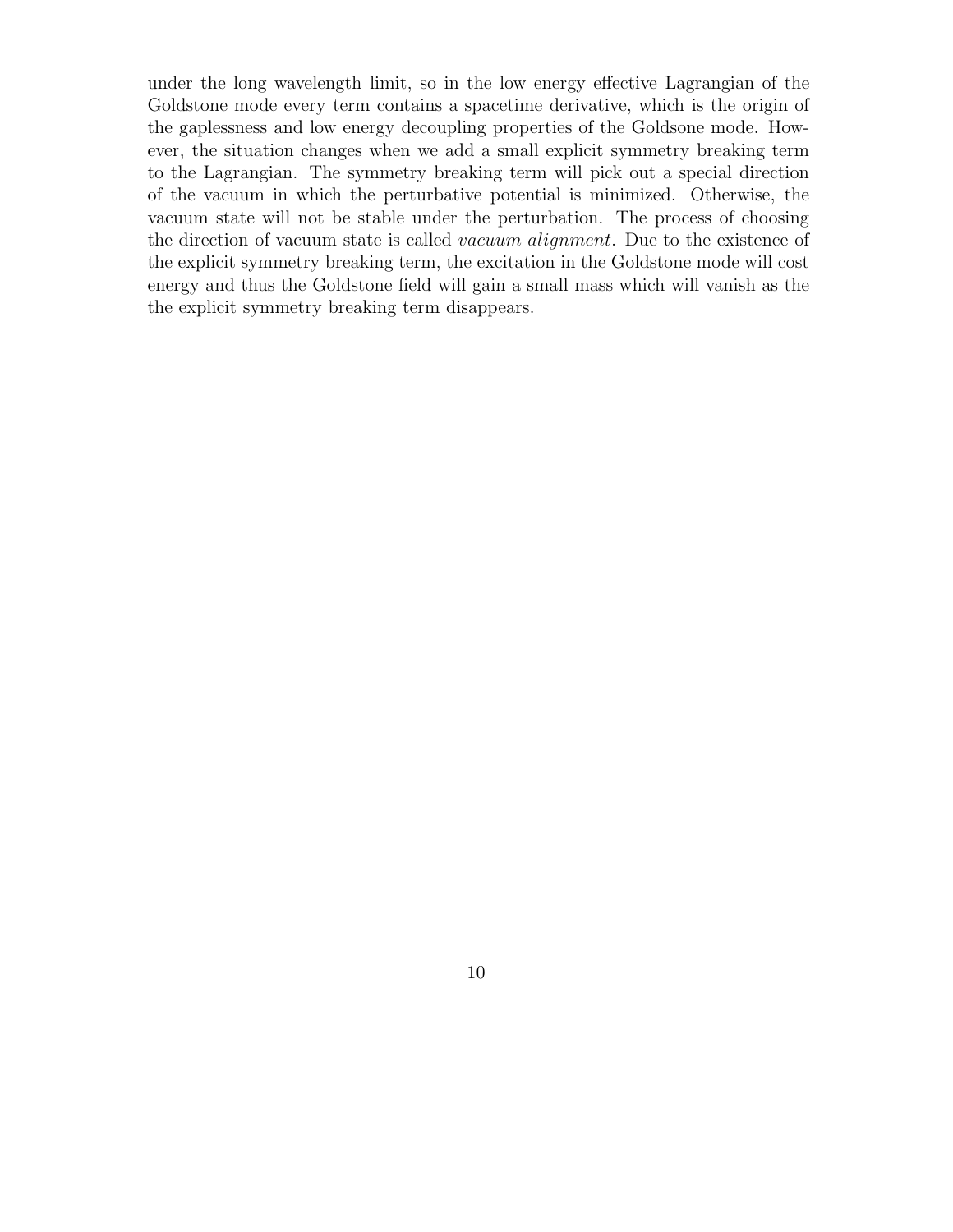under the long wavelength limit, so in the low energy effective Lagrangian of the Goldstone mode every term contains a spacetime derivative, which is the origin of the gaplessness and low energy decoupling properties of the Goldsone mode. However, the situation changes when we add a small explicit symmetry breaking term to the Lagrangian. The symmetry breaking term will pick out a special direction of the vacuum in which the perturbative potential is minimized. Otherwise, the vacuum state will not be stable under the perturbation. The process of choosing the direction of vacuum state is called *vacuum alignment*. Due to the existence of the explicit symmetry breaking term, the excitation in the Goldstone mode will cost energy and thus the Goldstone field will gain a small mass which will vanish as the the explicit symmetry breaking term disappears.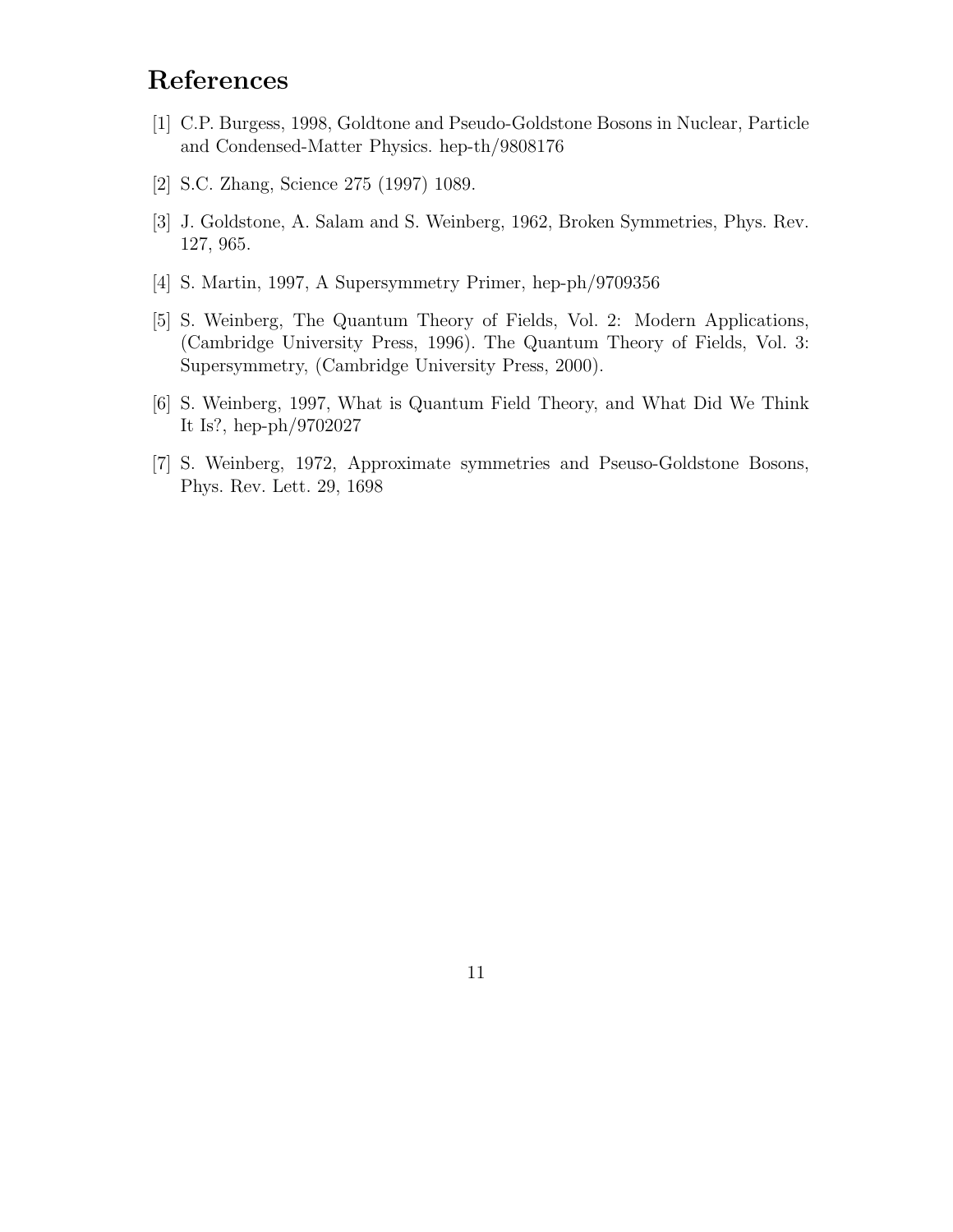## References

[1] C.P. Burgess, 1998, Goldtone and Pseudo-Goldstone Bosons in Nuclear, Particle and Condensed-Matter Physics. hep-th/9808176

[2] S.C. Zhang, Science 275 (1997) 1089.

[3] J. Goldstone, A. Salam and S. Weinberg, 1962, Broken Symmetries, Phys. Rev. 127, 965.

[4] S. Martin, 1997, A Supersymmetry Primer, hep-ph/9709356

[5] S. Weinberg, The Quantum Theory of Fields, Vol. 2: Modern Applications, (Cambridge University Press, 1996). The Quantum Theory of Fields, Vol. 3: Supersymmetry, (Cambridge University Press, 2000).

[6] S. Weinberg, 1997, What is Quantum Field Theory, and What Did We Think It Is?, hep-ph/9702027

[7] S. Weinberg, 1972, Approximate symmetries and Pseuso-Goldstone Bosons, Phys. Rev. Lett. 29, 1698